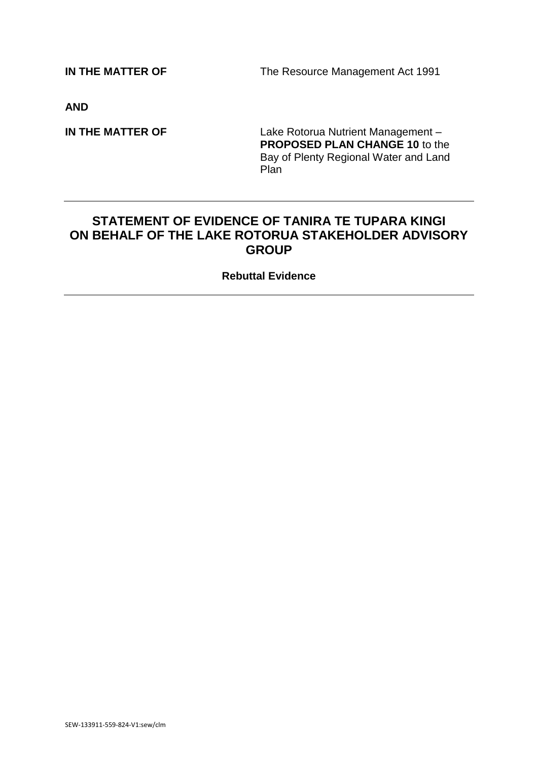**IN THE MATTER OF** The Resource Management Act 1991

**AND**

**IN THE MATTER OF** Lake Rotorua Nutrient Management – **PROPOSED PLAN CHANGE 10** to the Bay of Plenty Regional Water and Land Plan

---

## STATEMENT OF EVIDENCE OF TANIRA TE TUPARA KINGI ON BEHALF OF THE LAKE ROTORUA STAKEHOLDER ADVISORY GROUP

**Rebuttal Evidence**

---

SEW-133911-559-824-V1:sew/clm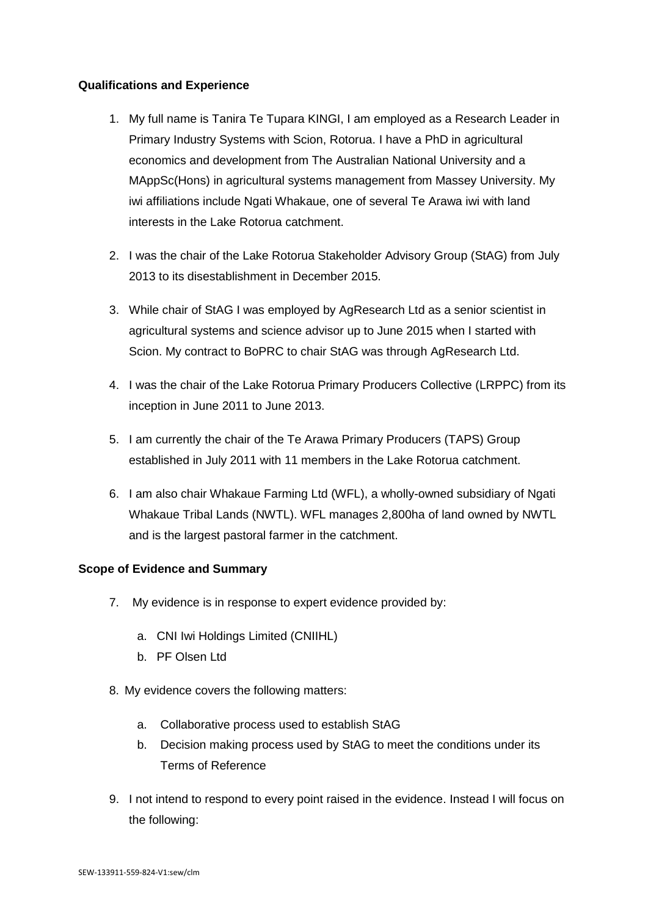**Qualifications and Experience**

1. My full name is Tanira Te Tupara KINGI, I am employed as a Research Leader in Primary Industry Systems with Scion, Rotorua. I have a PhD in agricultural economics and development from The Australian National University and a MAppSc(Hons) in agricultural systems management from Massey University. My iwi affiliations include Ngati Whakaue, one of several Te Arawa iwi with land interests in the Lake Rotorua catchment.

2. I was the chair of the Lake Rotorua Stakeholder Advisory Group (StAG) from July 2013 to its disestablishment in December 2015.

3. While chair of StAG I was employed by AgResearch Ltd as a senior scientist in agricultural systems and science advisor up to June 2015 when I started with Scion. My contract to BoPRC to chair StAG was through AgResearch Ltd.

4. I was the chair of the Lake Rotorua Primary Producers Collective (LRPPC) from its inception in June 2011 to June 2013.

5. I am currently the chair of the Te Arawa Primary Producers (TAPS) Group established in July 2011 with 11 members in the Lake Rotorua catchment.

6. I am also chair Whakaue Farming Ltd (WFL), a wholly-owned subsidiary of Ngati Whakaue Tribal Lands (NWTL). WFL manages 2,800ha of land owned by NWTL and is the largest pastoral farmer in the catchment.

**Scope of Evidence and Summary**

7. My evidence is in response to expert evidence provided by:

   a. CNI Iwi Holdings Limited (CNIIHL)
   b. PF Olsen Ltd

8. My evidence covers the following matters:

   a. Collaborative process used to establish StAG
   b. Decision making process used by StAG to meet the conditions under its Terms of Reference

9. I not intend to respond to every point raised in the evidence. Instead I will focus on the following: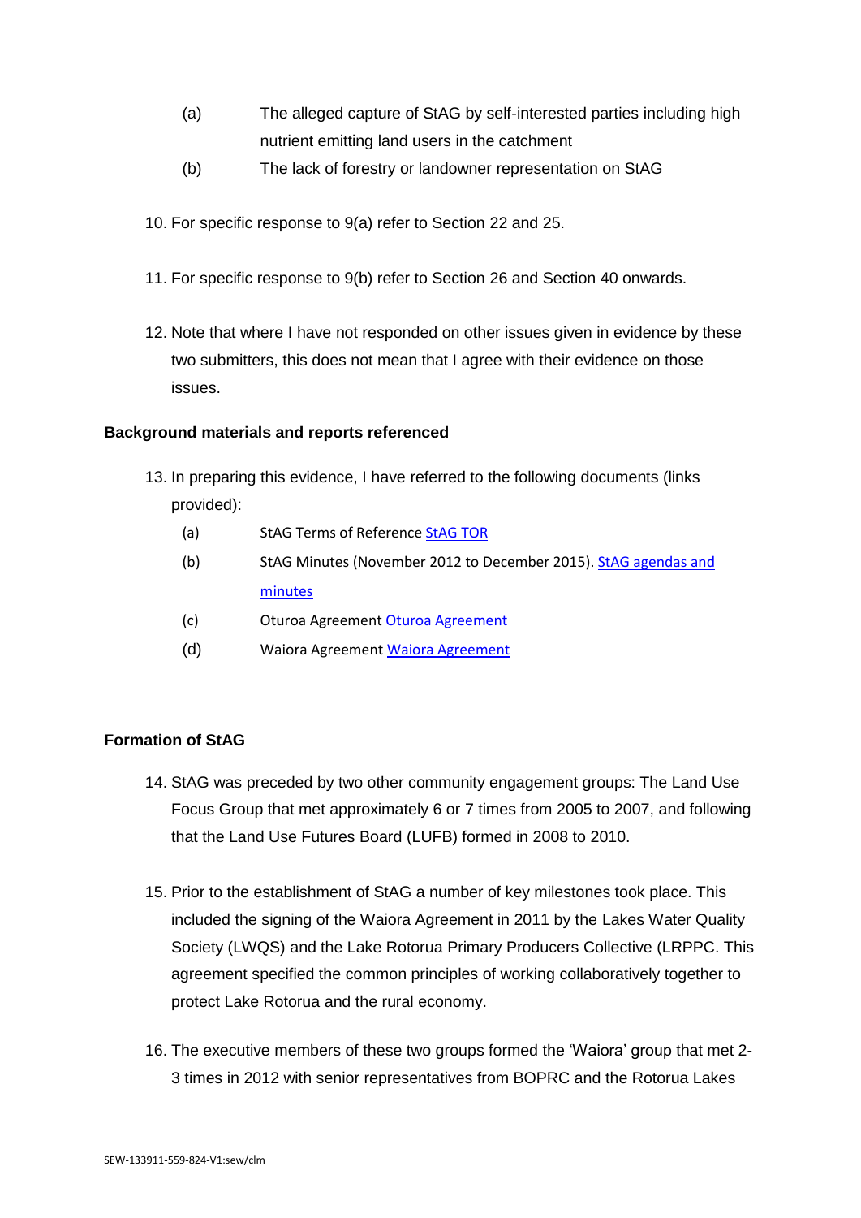(a) The alleged capture of StAG by self-interested parties including high nutrient emitting land users in the catchment

(b) The lack of forestry or landowner representation on StAG

10. For specific response to 9(a) refer to Section 22 and 25.

11. For specific response to 9(b) refer to Section 26 and Section 40 onwards.

12. Note that where I have not responded on other issues given in evidence by these two submitters, this does not mean that I agree with their evidence on those issues.

**Background materials and reports referenced**

13. In preparing this evidence, I have referred to the following documents (links provided):

    (a) StAG Terms of Reference StAG TOR

    (b) StAG Minutes (November 2012 to December 2015). StAG agendas and minutes

    (c) Oturoa Agreement Oturoa Agreement

    (d) Waiora Agreement Waiora Agreement

**Formation of StAG**

14. StAG was preceded by two other community engagement groups: The Land Use Focus Group that met approximately 6 or 7 times from 2005 to 2007, and following that the Land Use Futures Board (LUFB) formed in 2008 to 2010.

15. Prior to the establishment of StAG a number of key milestones took place. This included the signing of the Waiora Agreement in 2011 by the Lakes Water Quality Society (LWQS) and the Lake Rotorua Primary Producers Collective (LRPPC. This agreement specified the common principles of working collaboratively together to protect Lake Rotorua and the rural economy.

16. The executive members of these two groups formed the 'Waiora' group that met 2-3 times in 2012 with senior representatives from BOPRC and the Rotorua Lakes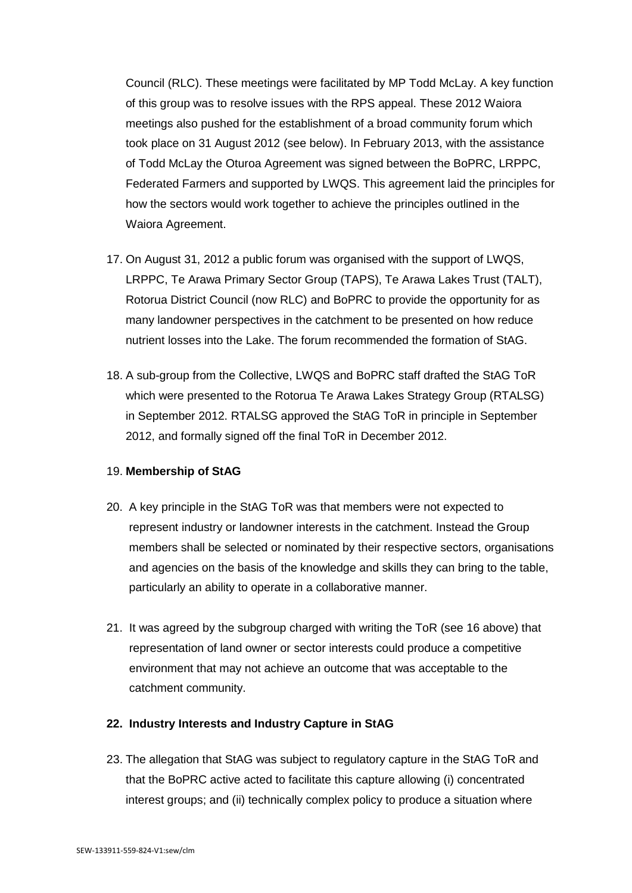Council (RLC). These meetings were facilitated by MP Todd McLay. A key function of this group was to resolve issues with the RPS appeal. These 2012 Waiora meetings also pushed for the establishment of a broad community forum which took place on 31 August 2012 (see below). In February 2013, with the assistance of Todd McLay the Oturoa Agreement was signed between the BoPRC, LRPPC, Federated Farmers and supported by LWQS. This agreement laid the principles for how the sectors would work together to achieve the principles outlined in the Waiora Agreement.

17. On August 31, 2012 a public forum was organised with the support of LWQS, LRPPC, Te Arawa Primary Sector Group (TAPS), Te Arawa Lakes Trust (TALT), Rotorua District Council (now RLC) and BoPRC to provide the opportunity for as many landowner perspectives in the catchment to be presented on how reduce nutrient losses into the Lake. The forum recommended the formation of StAG.

18. A sub-group from the Collective, LWQS and BoPRC staff drafted the StAG ToR which were presented to the Rotorua Te Arawa Lakes Strategy Group (RTALSG) in September 2012. RTALSG approved the StAG ToR in principle in September 2012, and formally signed off the final ToR in December 2012.

19. **Membership of StAG**

20. A key principle in the StAG ToR was that members were not expected to represent industry or landowner interests in the catchment. Instead the Group members shall be selected or nominated by their respective sectors, organisations and agencies on the basis of the knowledge and skills they can bring to the table, particularly an ability to operate in a collaborative manner.

21. It was agreed by the subgroup charged with writing the ToR (see 16 above) that representation of land owner or sector interests could produce a competitive environment that may not achieve an outcome that was acceptable to the catchment community.

**22. Industry Interests and Industry Capture in StAG**

23. The allegation that StAG was subject to regulatory capture in the StAG ToR and that the BoPRC active acted to facilitate this capture allowing (i) concentrated interest groups; and (ii) technically complex policy to produce a situation where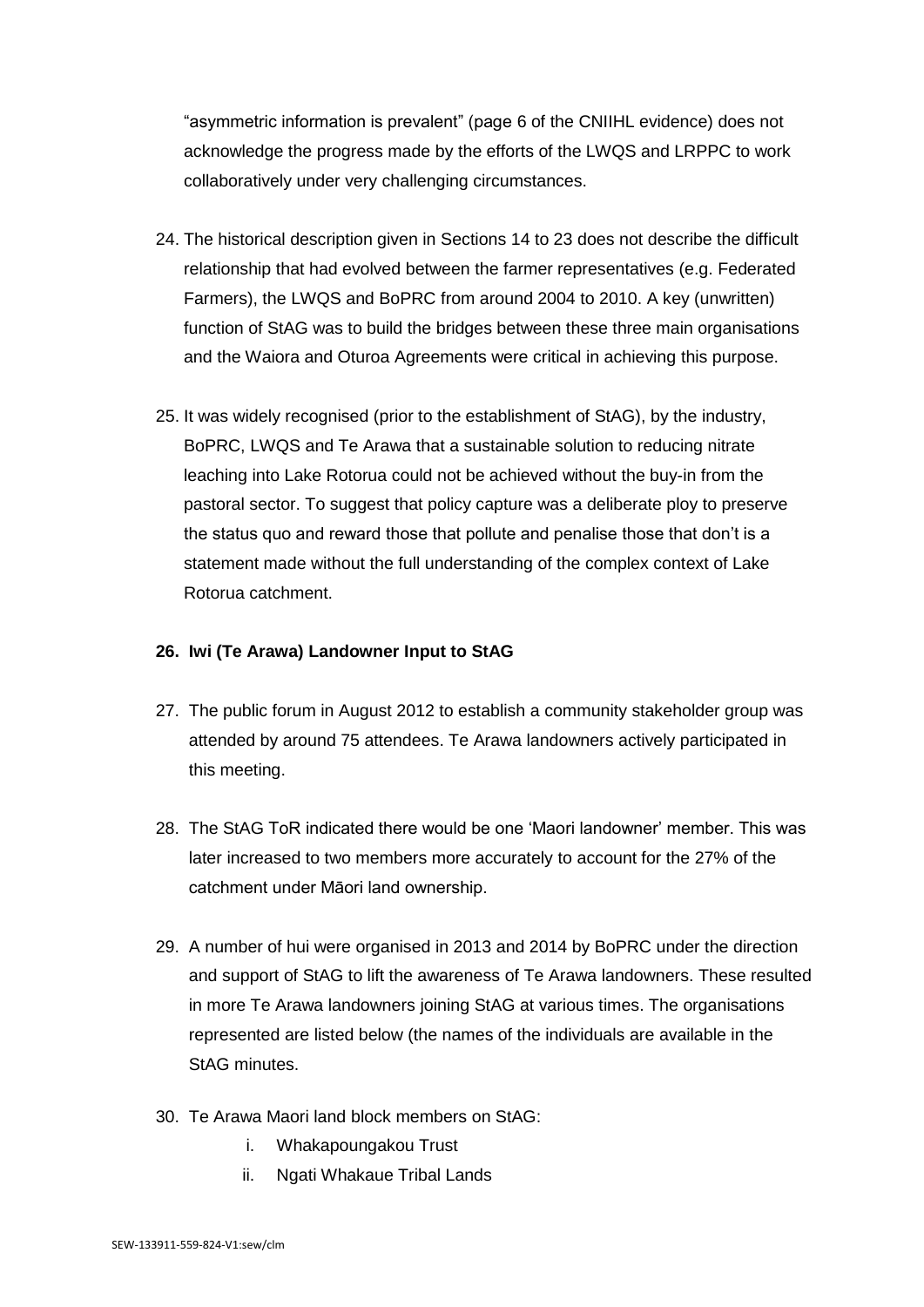"asymmetric information is prevalent" (page 6 of the CNIIHL evidence) does not acknowledge the progress made by the efforts of the LWQS and LRPPC to work collaboratively under very challenging circumstances.

24. The historical description given in Sections 14 to 23 does not describe the difficult relationship that had evolved between the farmer representatives (e.g. Federated Farmers), the LWQS and BoPRC from around 2004 to 2010. A key (unwritten) function of StAG was to build the bridges between these three main organisations and the Waiora and Oturoa Agreements were critical in achieving this purpose.

25. It was widely recognised (prior to the establishment of StAG), by the industry, BoPRC, LWQS and Te Arawa that a sustainable solution to reducing nitrate leaching into Lake Rotorua could not be achieved without the buy-in from the pastoral sector. To suggest that policy capture was a deliberate ploy to preserve the status quo and reward those that pollute and penalise those that don't is a statement made without the full understanding of the complex context of Lake Rotorua catchment.

**26. Iwi (Te Arawa) Landowner Input to StAG**

27. The public forum in August 2012 to establish a community stakeholder group was attended by around 75 attendees. Te Arawa landowners actively participated in this meeting.

28. The StAG ToR indicated there would be one 'Maori landowner' member. This was later increased to two members more accurately to account for the 27% of the catchment under Māori land ownership.

29. A number of hui were organised in 2013 and 2014 by BoPRC under the direction and support of StAG to lift the awareness of Te Arawa landowners. These resulted in more Te Arawa landowners joining StAG at various times. The organisations represented are listed below (the names of the individuals are available in the StAG minutes.

30. Te Arawa Maori land block members on StAG:
    i. Whakapoungakou Trust
    ii. Ngati Whakaue Tribal Lands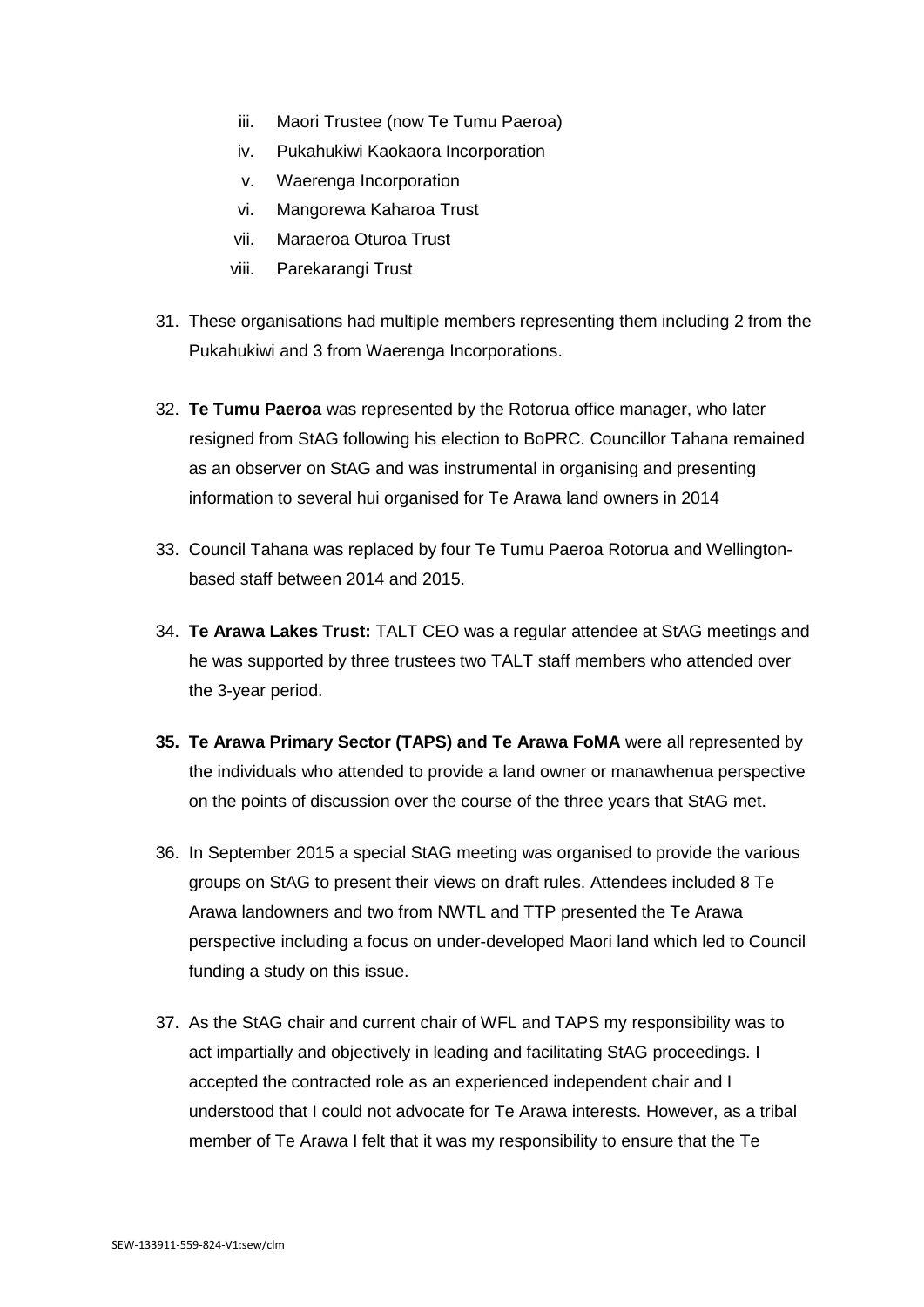iii. Maori Trustee (now Te Tumu Paeroa)
iv. Pukahukiwi Kaokaora Incorporation
v. Waerenga Incorporation
vi. Mangorewa Kaharoa Trust
vii. Maraeroa Oturoa Trust
viii. Parekarangi Trust

31. These organisations had multiple members representing them including 2 from the Pukahukiwi and 3 from Waerenga Incorporations.

32. **Te Tumu Paeroa** was represented by the Rotorua office manager, who later resigned from StAG following his election to BoPRC. Councillor Tahana remained as an observer on StAG and was instrumental in organising and presenting information to several hui organised for Te Arawa land owners in 2014

33. Council Tahana was replaced by four Te Tumu Paeroa Rotorua and Wellington-based staff between 2014 and 2015.

34. **Te Arawa Lakes Trust:** TALT CEO was a regular attendee at StAG meetings and he was supported by three trustees two TALT staff members who attended over the 3-year period.

35. **Te Arawa Primary Sector (TAPS) and Te Arawa FoMA** were all represented by the individuals who attended to provide a land owner or manawhenua perspective on the points of discussion over the course of the three years that StAG met.

36. In September 2015 a special StAG meeting was organised to provide the various groups on StAG to present their views on draft rules. Attendees included 8 Te Arawa landowners and two from NWTL and TTP presented the Te Arawa perspective including a focus on under-developed Maori land which led to Council funding a study on this issue.

37. As the StAG chair and current chair of WFL and TAPS my responsibility was to act impartially and objectively in leading and facilitating StAG proceedings. I accepted the contracted role as an experienced independent chair and I understood that I could not advocate for Te Arawa interests. However, as a tribal member of Te Arawa I felt that it was my responsibility to ensure that the Te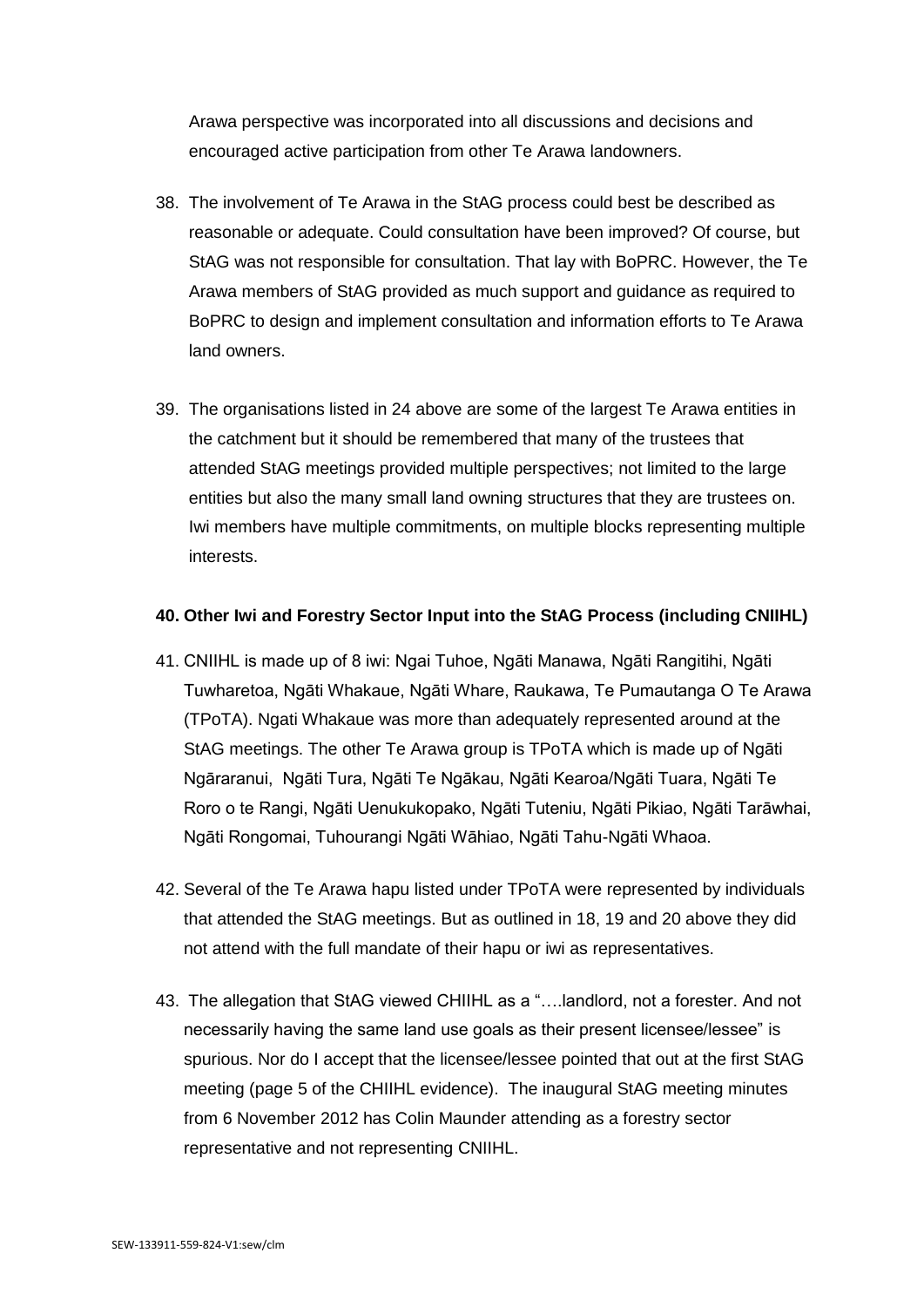Arawa perspective was incorporated into all discussions and decisions and encouraged active participation from other Te Arawa landowners.

38. The involvement of Te Arawa in the StAG process could best be described as reasonable or adequate. Could consultation have been improved? Of course, but StAG was not responsible for consultation. That lay with BoPRC. However, the Te Arawa members of StAG provided as much support and guidance as required to BoPRC to design and implement consultation and information efforts to Te Arawa land owners.

39. The organisations listed in 24 above are some of the largest Te Arawa entities in the catchment but it should be remembered that many of the trustees that attended StAG meetings provided multiple perspectives; not limited to the large entities but also the many small land owning structures that they are trustees on. Iwi members have multiple commitments, on multiple blocks representing multiple interests.

**40. Other Iwi and Forestry Sector Input into the StAG Process (including CNIIHL)**

41. CNIIHL is made up of 8 iwi: Ngai Tuhoe, Ngāti Manawa, Ngāti Rangitihi, Ngāti Tuwharetoa, Ngāti Whakaue, Ngāti Whare, Raukawa, Te Pumautanga O Te Arawa (TPoTA). Ngati Whakaue was more than adequately represented around at the StAG meetings. The other Te Arawa group is TPoTA which is made up of Ngāti Ngāraranui, Ngāti Tura, Ngāti Te Ngākau, Ngāti Kearoa/Ngāti Tuara, Ngāti Te Roro o te Rangi, Ngāti Uenukukopako, Ngāti Tuteniu, Ngāti Pikiao, Ngāti Tarāwhai, Ngāti Rongomai, Tuhourangi Ngāti Wāhiao, Ngāti Tahu-Ngāti Whaoa.

42. Several of the Te Arawa hapu listed under TPoTA were represented by individuals that attended the StAG meetings. But as outlined in 18, 19 and 20 above they did not attend with the full mandate of their hapu or iwi as representatives.

43. The allegation that StAG viewed CHIIHL as a "….landlord, not a forester. And not necessarily having the same land use goals as their present licensee/lessee" is spurious. Nor do I accept that the licensee/lessee pointed that out at the first StAG meeting (page 5 of the CHIIHL evidence). The inaugural StAG meeting minutes from 6 November 2012 has Colin Maunder attending as a forestry sector representative and not representing CNIIHL.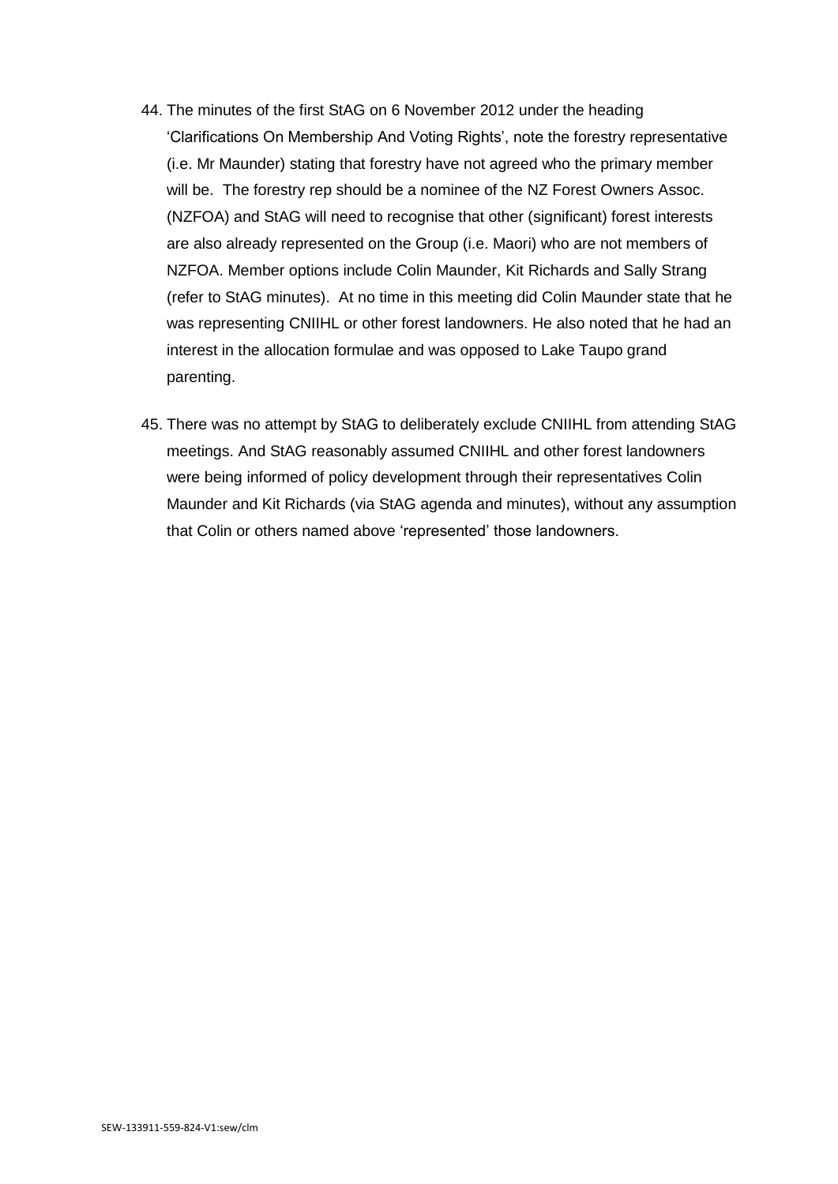44. The minutes of the first StAG on 6 November 2012 under the heading 'Clarifications On Membership And Voting Rights', note the forestry representative (i.e. Mr Maunder) stating that forestry have not agreed who the primary member will be. The forestry rep should be a nominee of the NZ Forest Owners Assoc. (NZFOA) and StAG will need to recognise that other (significant) forest interests are also already represented on the Group (i.e. Maori) who are not members of NZFOA. Member options include Colin Maunder, Kit Richards and Sally Strang (refer to StAG minutes). At no time in this meeting did Colin Maunder state that he was representing CNIIHL or other forest landowners. He also noted that he had an interest in the allocation formulae and was opposed to Lake Taupo grand parenting.

45. There was no attempt by StAG to deliberately exclude CNIIHL from attending StAG meetings. And StAG reasonably assumed CNIIHL and other forest landowners were being informed of policy development through their representatives Colin Maunder and Kit Richards (via StAG agenda and minutes), without any assumption that Colin or others named above 'represented' those landowners.

SEW-133911-559-824-V1:sew/clm